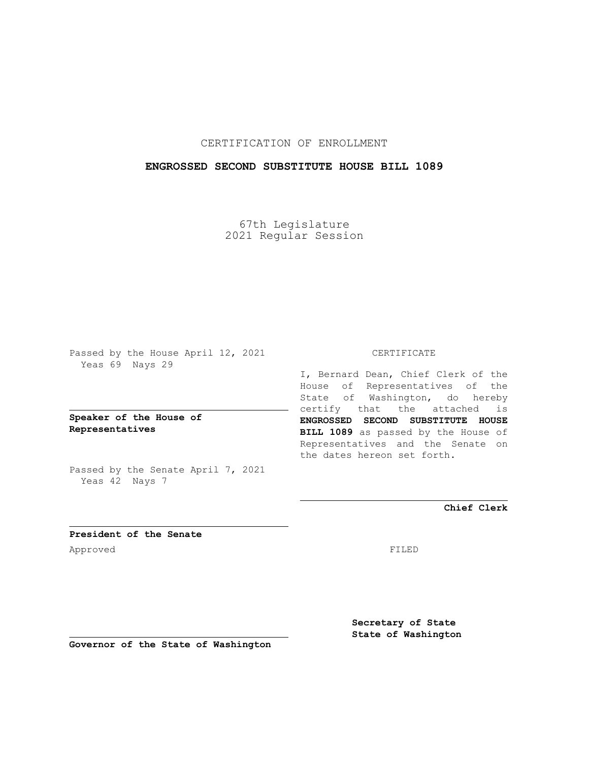CERTIFICATION OF ENROLLMENT

**ENGROSSED SECOND SUBSTITUTE HOUSE BILL 1089**

67th Legislature
2021 Regular Session

Passed by the House April 12, 2021
Yeas 69 Nays 29

**Speaker of the House of Representatives**

Passed by the Senate April 7, 2021
Yeas 42 Nays 7

**President of the Senate**

Approved

**Governor of the State of Washington**

CERTIFICATE

I, Bernard Dean, Chief Clerk of the House of Representatives of the State of Washington, do hereby certify that the attached is **ENGROSSED SECOND SUBSTITUTE HOUSE BILL 1089** as passed by the House of Representatives and the Senate on the dates hereon set forth.

**Chief Clerk**

FILED

**Secretary of State**
**State of Washington**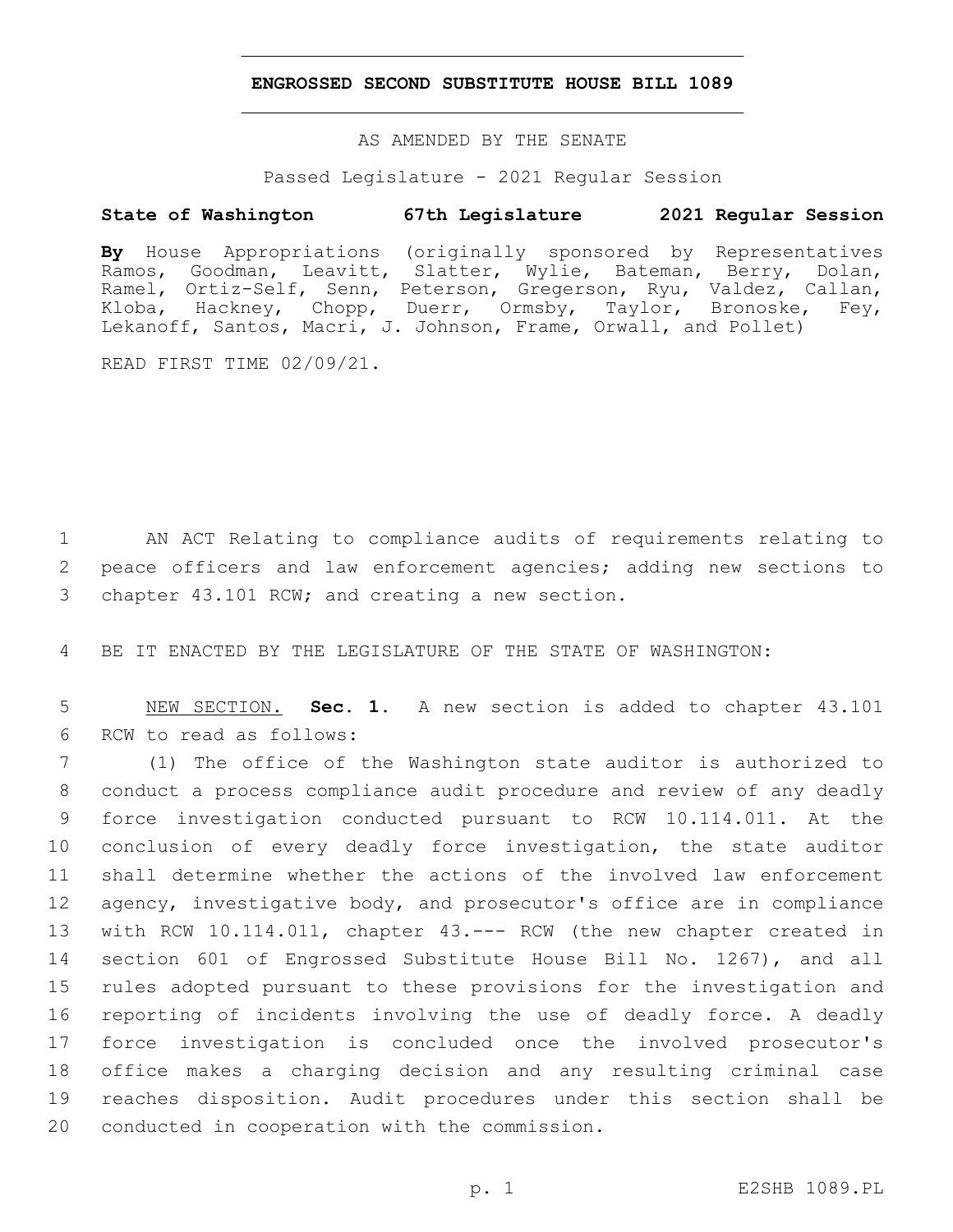**ENGROSSED SECOND SUBSTITUTE HOUSE BILL 1089**

AS AMENDED BY THE SENATE

Passed Legislature - 2021 Regular Session

**State of Washington 67th Legislature 2021 Regular Session**

**By** House Appropriations (originally sponsored by Representatives Ramos, Goodman, Leavitt, Slatter, Wylie, Bateman, Berry, Dolan, Ramel, Ortiz-Self, Senn, Peterson, Gregerson, Ryu, Valdez, Callan, Kloba, Hackney, Chopp, Duerr, Ormsby, Taylor, Bronoske, Fey, Lekanoff, Santos, Macri, J. Johnson, Frame, Orwall, and Pollet)

READ FIRST TIME 02/09/21.

AN ACT Relating to compliance audits of requirements relating to peace officers and law enforcement agencies; adding new sections to chapter 43.101 RCW; and creating a new section.

BE IT ENACTED BY THE LEGISLATURE OF THE STATE OF WASHINGTON:

NEW SECTION. **Sec. 1.** A new section is added to chapter 43.101 RCW to read as follows:

(1) The office of the Washington state auditor is authorized to conduct a process compliance audit procedure and review of any deadly force investigation conducted pursuant to RCW 10.114.011. At the conclusion of every deadly force investigation, the state auditor shall determine whether the actions of the involved law enforcement agency, investigative body, and prosecutor's office are in compliance with RCW 10.114.011, chapter 43.--- RCW (the new chapter created in section 601 of Engrossed Substitute House Bill No. 1267), and all rules adopted pursuant to these provisions for the investigation and reporting of incidents involving the use of deadly force. A deadly force investigation is concluded once the involved prosecutor's office makes a charging decision and any resulting criminal case reaches disposition. Audit procedures under this section shall be conducted in cooperation with the commission.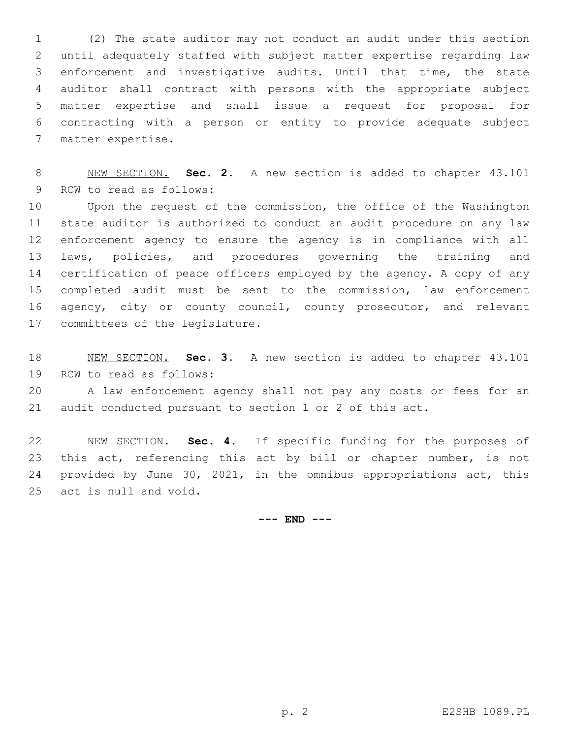(2) The state auditor may not conduct an audit under this section until adequately staffed with subject matter expertise regarding law enforcement and investigative audits. Until that time, the state auditor shall contract with persons with the appropriate subject matter expertise and shall issue a request for proposal for contracting with a person or entity to provide adequate subject matter expertise.

NEW SECTION. **Sec. 2.** A new section is added to chapter 43.101 RCW to read as follows:

Upon the request of the commission, the office of the Washington state auditor is authorized to conduct an audit procedure on any law enforcement agency to ensure the agency is in compliance with all laws, policies, and procedures governing the training and certification of peace officers employed by the agency. A copy of any completed audit must be sent to the commission, law enforcement agency, city or county council, county prosecutor, and relevant committees of the legislature.

NEW SECTION. **Sec. 3.** A new section is added to chapter 43.101 RCW to read as follows:

A law enforcement agency shall not pay any costs or fees for an audit conducted pursuant to section 1 or 2 of this act.

NEW SECTION. **Sec. 4.** If specific funding for the purposes of this act, referencing this act by bill or chapter number, is not provided by June 30, 2021, in the omnibus appropriations act, this act is null and void.

**--- END ---**